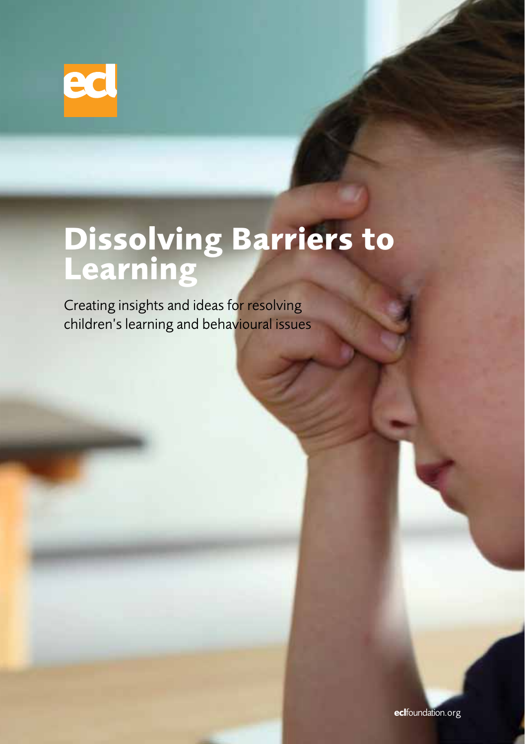ecl

# Dissolving Barriers to Learning

Creating insights and ideas for resolving children's learning and behavioural issues

eclfoundation.org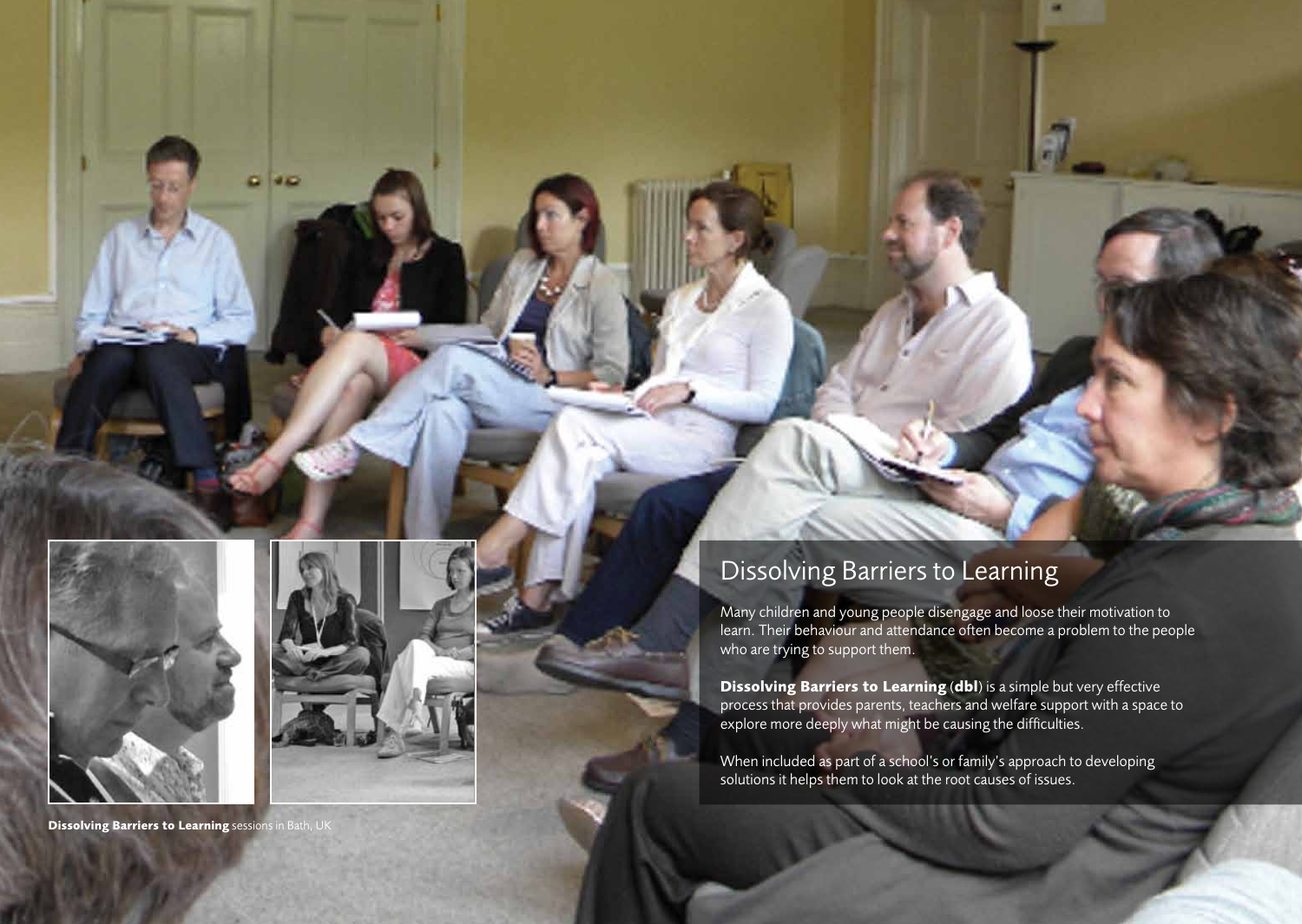## Dissolving Barriers to Learning

Many children and young people disengage and loose their motivation to learn. Their behaviour and attendance often become a problem to the people who are trying to support them.

**Dissolving Barriers to Learning** (**dbl**) is a simple but very effective process that provides parents, teachers and welfare support with a space to explore more deeply what might be causing the difficulties.

When included as part of a school's or family's approach to developing solutions it helps them to look at the root causes of issues.

**Dissolving Barriers to Learning** sessions in Bath, UK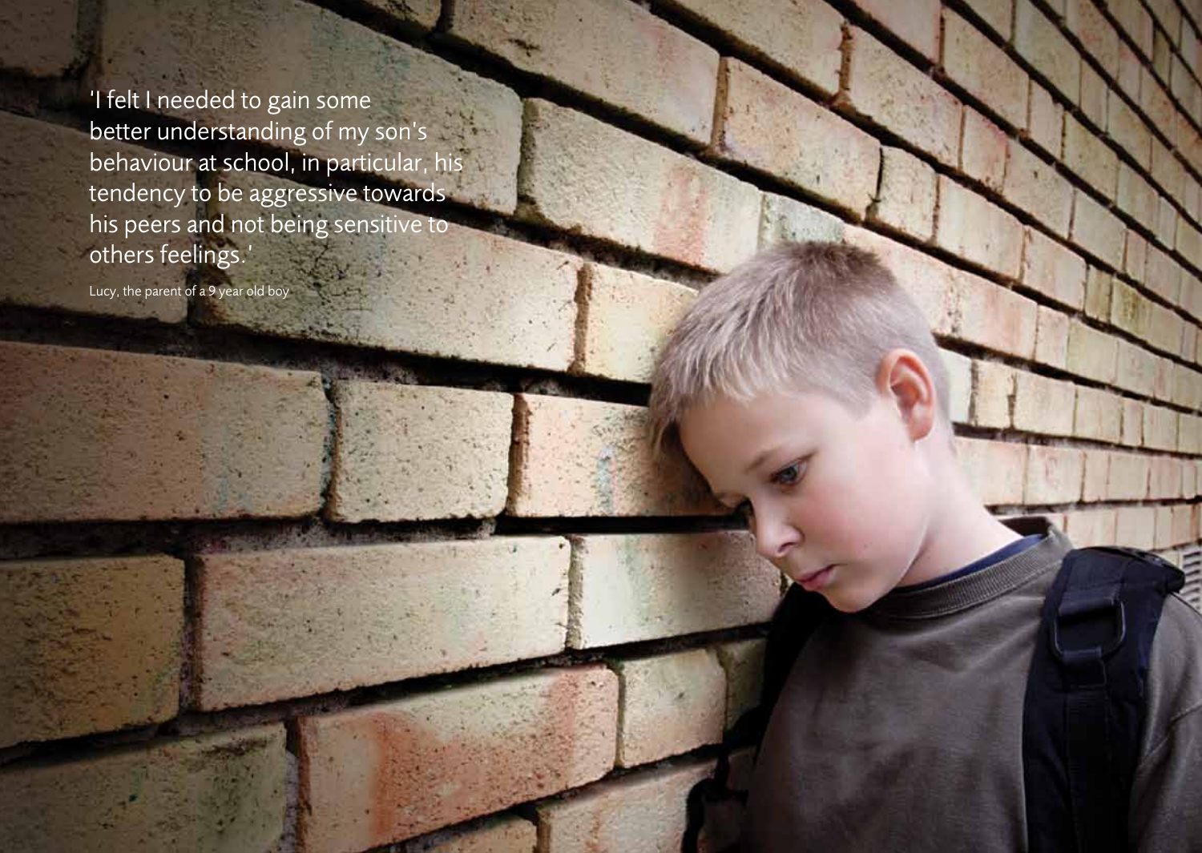'I felt I needed to gain some better understanding of my son's behaviour at school, in particular, his tendency to be aggressive towards his peers and not being sensitive to others feelings.'

Lucy, the parent of a 9 year old boy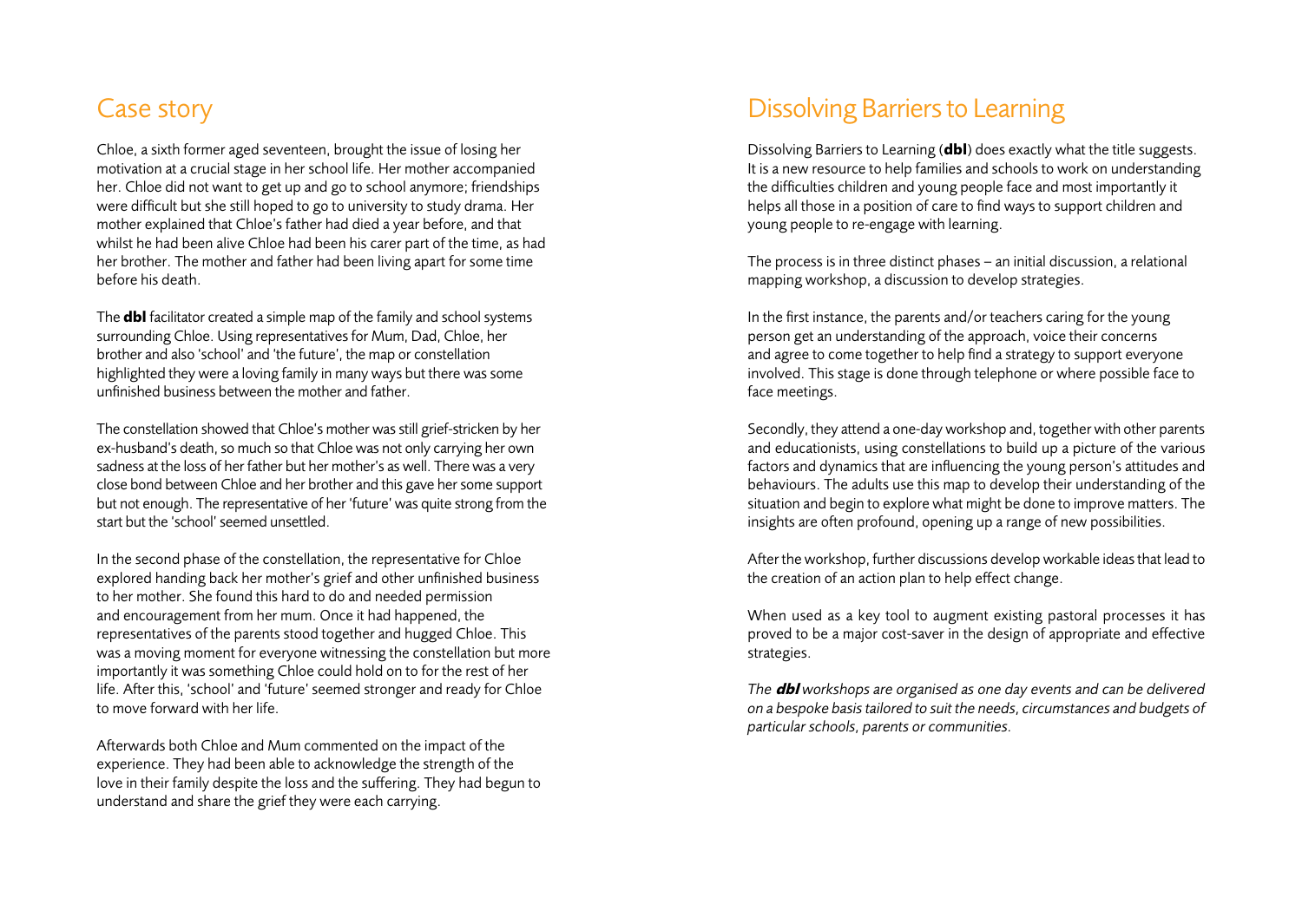## Case story

Chloe, a sixth former aged seventeen, brought the issue of losing her motivation at a crucial stage in her school life. Her mother accompanied her. Chloe did not want to get up and go to school anymore; friendships were difficult but she still hoped to go to university to study drama. Her mother explained that Chloe's father had died a year before, and that whilst he had been alive Chloe had been his carer part of the time, as had her brother. The mother and father had been living apart for some time before his death.

The **dbl** facilitator created a simple map of the family and school systems surrounding Chloe. Using representatives for Mum, Dad, Chloe, her brother and also 'school' and 'the future', the map or constellation highlighted they were a loving family in many ways but there was some unfinished business between the mother and father.

The constellation showed that Chloe's mother was still grief-stricken by her ex-husband's death, so much so that Chloe was not only carrying her own sadness at the loss of her father but her mother's as well. There was a very close bond between Chloe and her brother and this gave her some support but not enough. The representative of her 'future' was quite strong from the start but the 'school' seemed unsettled.

In the second phase of the constellation, the representative for Chloe explored handing back her mother's grief and other unfinished business to her mother. She found this hard to do and needed permission and encouragement from her mum. Once it had happened, the representatives of the parents stood together and hugged Chloe. This was a moving moment for everyone witnessing the constellation but more importantly it was something Chloe could hold on to for the rest of her life. After this, 'school' and 'future' seemed stronger and ready for Chloe to move forward with her life.

Afterwards both Chloe and Mum commented on the impact of the experience. They had been able to acknowledge the strength of the love in their family despite the loss and the suffering. They had begun to understand and share the grief they were each carrying.

## Dissolving Barriers to Learning

Dissolving Barriers to Learning (**dbl**) does exactly what the title suggests. It is a new resource to help families and schools to work on understanding the difficulties children and young people face and most importantly it helps all those in a position of care to find ways to support children and young people to re-engage with learning.

The process is in three distinct phases – an initial discussion, a relational mapping workshop, a discussion to develop strategies.

In the first instance, the parents and/or teachers caring for the young person get an understanding of the approach, voice their concerns and agree to come together to help find a strategy to support everyone involved. This stage is done through telephone or where possible face to face meetings.

Secondly, they attend a one-day workshop and, together with other parents and educationists, using constellations to build up a picture of the various factors and dynamics that are influencing the young person's attitudes and behaviours. The adults use this map to develop their understanding of the situation and begin to explore what might be done to improve matters. The insights are often profound, opening up a range of new possibilities.

After the workshop, further discussions develop workable ideas that lead to the creation of an action plan to help effect change.

When used as a key tool to augment existing pastoral processes it has proved to be a major cost-saver in the design of appropriate and effective strategies.

*The **dbl** workshops are organised as one day events and can be delivered on a bespoke basis tailored to suit the needs, circumstances and budgets of particular schools, parents or communities.*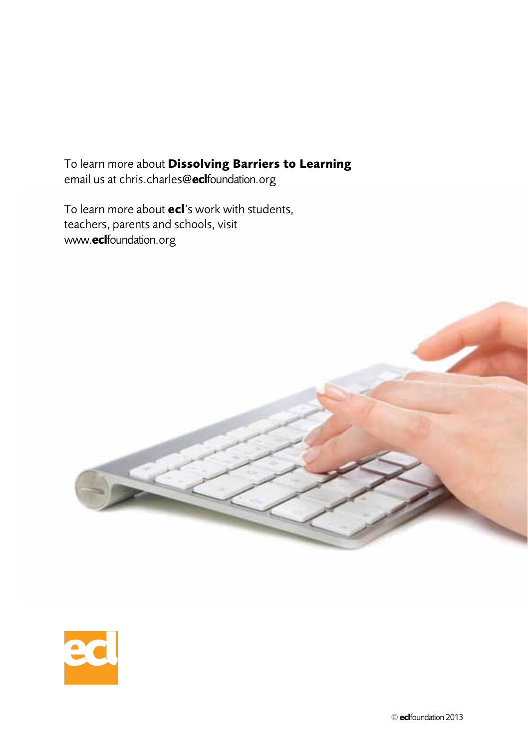To learn more about **Dissolving Barriers to Learning**
email us at chris.charles@**ecl**foundation.org

To learn more about **ecl**'s work with students, teachers, parents and schools, visit www.**ecl**foundation.org

© **ecl**foundation 2013